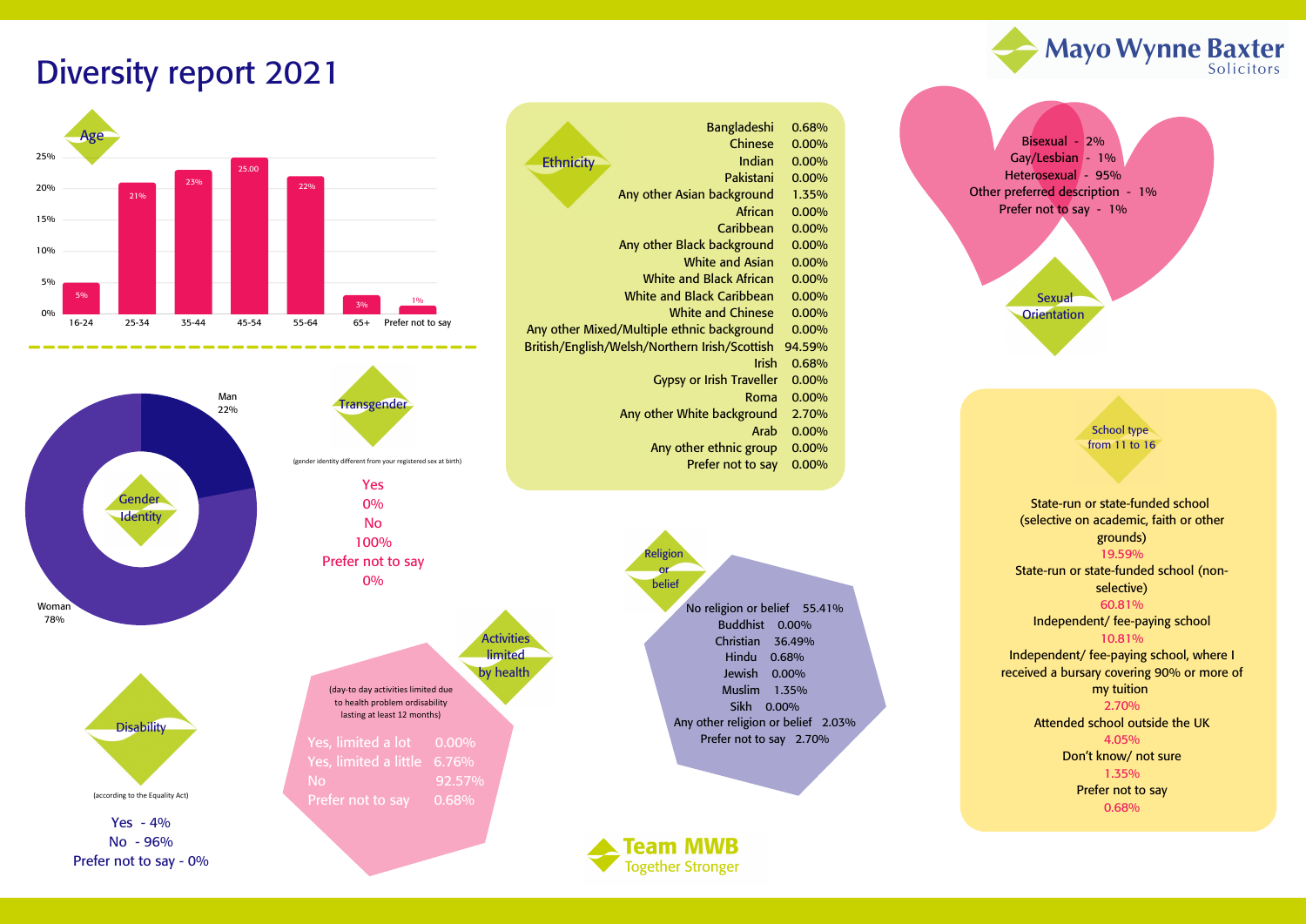# Diversity report 2021

Mayo Wynne Baxter Solicitors

## Age

| Age | % |
|---|---|
| 16-24 | 5% |
| 25-34 | 21% |
| 35-44 | 23% |
| 45-54 | 25.00 |
| 55-64 | 22% |
| 65+ | 3% |
| Prefer not to say | 1% |

## Ethnicity

| Ethnicity | % |
|---|---|
| Bangladeshi | 0.68% |
| Chinese | 0.00% |
| Indian | 0.00% |
| Pakistani | 0.00% |
| Any other Asian background | 1.35% |
| African | 0.00% |
| Caribbean | 0.00% |
| Any other Black background | 0.00% |
| White and Asian | 0.00% |
| White and Black African | 0.00% |
| White and Black Caribbean | 0.00% |
| White and Chinese | 0.00% |
| Any other Mixed/Multiple ethnic background | 0.00% |
| British/English/Welsh/Northern Irish/Scottish | 94.59% |
| Irish | 0.68% |
| Gypsy or Irish Traveller | 0.00% |
| Roma | 0.00% |
| Any other White background | 2.70% |
| Arab | 0.00% |
| Any other ethnic group | 0.00% |
| Prefer not to say | 0.00% |

## Sexual Orientation

Bisexual - 2%
Gay/Lesbian - 1%
Heterosexual - 95%
Other preferred description - 1%
Prefer not to say - 1%

## Gender Identity

Man 22%
Woman 78%

## Transgender

(gender identity different from your registered sex at birth)

Yes 0%
No 100%
Prefer not to say 0%

## Disability

(according to the Equality Act)

Yes - 4%
No - 96%
Prefer not to say - 0%

## Activities limited by health

(day-to day activities limited due to health problem ordisability lasting at least 12 months)

| | |
|---|---|
| Yes, limited a lot | 0.00% |
| Yes, limited a little | 6.76% |
| No | 92.57% |
| Prefer not to say | 0.68% |

## Religion or belief

| | |
|---|---|
| No religion or belief | 55.41% |
| Buddhist | 0.00% |
| Christian | 36.49% |
| Hindu | 0.68% |
| Jewish | 0.00% |
| Muslim | 1.35% |
| Sikh | 0.00% |
| Any other religion or belief | 2.03% |
| Prefer not to say | 2.70% |

## School type from 11 to 16

State-run or state-funded school (selective on academic, faith or other grounds)
19.59%

State-run or state-funded school (non-selective)
60.81%

Independent/ fee-paying school
10.81%

Independent/ fee-paying school, where I received a bursary covering 90% or more of my tuition
2.70%

Attended school outside the UK
4.05%

Don't know/ not sure
1.35%

Prefer not to say
0.68%

Team MWB
Together Stronger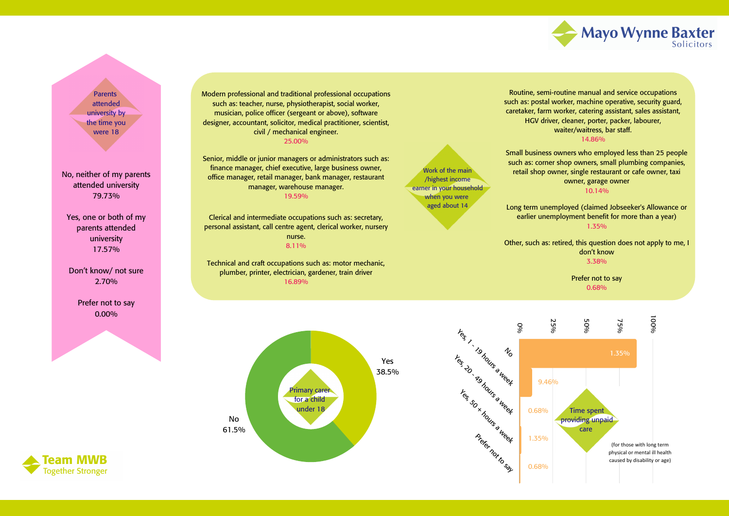## Parents attended university by the time you were 18

No, neither of my parents attended university
79.73%

Yes, one or both of my parents attended university
17.57%

Don't know/ not sure
2.70%

Prefer not to say
0.00%

## Work of the main /highest income earner in your household when you were aged about 14

Modern professional and traditional professional occupations such as: teacher, nurse, physiotherapist, social worker, musician, police officer (sergeant or above), software designer, accountant, solicitor, medical practitioner, scientist, civil / mechanical engineer.
25.00%

Senior, middle or junior managers or administrators such as: finance manager, chief executive, large business owner, office manager, retail manager, bank manager, restaurant manager, warehouse manager.
19.59%

Clerical and intermediate occupations such as: secretary, personal assistant, call centre agent, clerical worker, nursery nurse.
8.11%

Technical and craft occupations such as: motor mechanic, plumber, printer, electrician, gardener, train driver
16.89%

Routine, semi-routine manual and service occupations such as: postal worker, machine operative, security guard, caretaker, farm worker, catering assistant, sales assistant, HGV driver, cleaner, porter, packer, labourer, waiter/waitress, bar staff.
14.86%

Small business owners who employed less than 25 people such as: corner shop owners, small plumbing companies, retail shop owner, single restaurant or cafe owner, taxi owner, garage owner
10.14%

Long term unemployed (claimed Jobseeker's Allowance or earlier unemployment benefit for more than a year)
1.35%

Other, such as: retired, this question does not apply to me, I don't know
3.38%

Prefer not to say
0.68%

## Primary carer for a child under 18

Yes
38.5%

No
61.5%

## Time spent providing unpaid care

(for those with long term physical or mental ill health caused by disability or age)

0%
25%
50%
75%
100%

No
1.35%

Yes, 1 - 19 hours a week
9.46%

Yes, 20 - 49 hours a week
0.68%

Yes, 50 + hours a week
1.35%

Prefer not to say
0.68%

Team MWB
Together Stronger